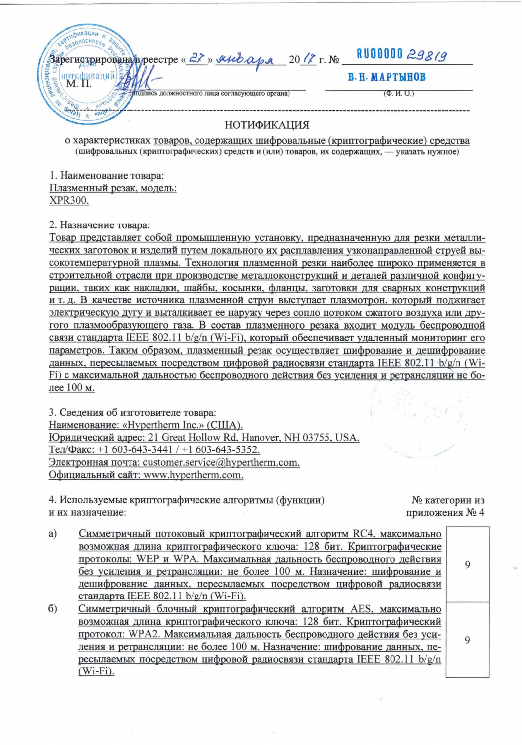Зарегистрирована в реестре «27» января 2017 г. № RU0000029819

М. П. (подпись должностного лица согласующего органа) В. Н. МАРТЫНОВ (Ф. И. О.)

---

# НОТИФИКАЦИЯ

о характеристиках товаров, содержащих шифровальные (криптографические) средства
(шифровальных (криптографических) средств и (или) товаров, их содержащих, — указать нужное)

1. Наименование товара:
Плазменный резак, модель:
XPR300.

2. Назначение товара:
Товар представляет собой промышленную установку, предназначенную для резки металлических заготовок и изделий путем локального их расплавления узконаправленной струей высокотемпературной плазмы. Технология плазменной резки наиболее широко применяется в строительной отрасли при производстве металлоконструкций и деталей различной конфигурации, таких как накладки, шайбы, косынки, фланцы, заготовки для сварных конструкций и т. д. В качестве источника плазменной струи выступает плазмотрон, который поджигает электрическую дугу и выталкивает ее наружу через сопло потоком сжатого воздуха или другого плазмообразующего газа. В состав плазменного резака входит модуль беспроводной связи стандарта IEEE 802.11 b/g/n (Wi-Fi), который обеспечивает удаленный мониторинг его параметров. Таким образом, плазменный резак осуществляет шифрование и дешифрование данных, пересылаемых посредством цифровой радиосвязи стандарта IEEE 802.11 b/g/n (Wi-Fi) с максимальной дальностью беспроводного действия без усиления и ретрансляции не более 100 м.

3. Сведения об изготовителе товара:
Наименование: «Hypertherm Inc.» (США).
Юридический адрес: 21 Great Hollow Rd, Hanover, NH 03755, USA.
Тел/Факс: +1 603-643-3441 / +1 603-643-5352.
Электронная почта: customer.service@hypertherm.com.
Официальный сайт: www.hypertherm.com.

4. Используемые криптографические алгоритмы (функции) и их назначение:

| | | № категории из приложения № 4 |
|---|---|---|
| а) | Симметричный потоковый криптографический алгоритм RC4, максимально возможная длина криптографического ключа: 128 бит. Криптографические протоколы: WEP и WPA. Максимальная дальность беспроводного действия без усиления и ретрансляции: не более 100 м. Назначение: шифрование и дешифрование данных, пересылаемых посредством цифровой радиосвязи стандарта IEEE 802.11 b/g/n (Wi-Fi). | 9 |
| б) | Симметричный блочный криптографический алгоритм AES, максимально возможная длина криптографического ключа: 128 бит. Криптографический протокол: WPA2. Максимальная дальность беспроводного действия без усиления и ретрансляции: не более 100 м. Назначение: шифрование данных, пересылаемых посредством цифровой радиосвязи стандарта IEEE 802.11 b/g/n (Wi-Fi). | 9 |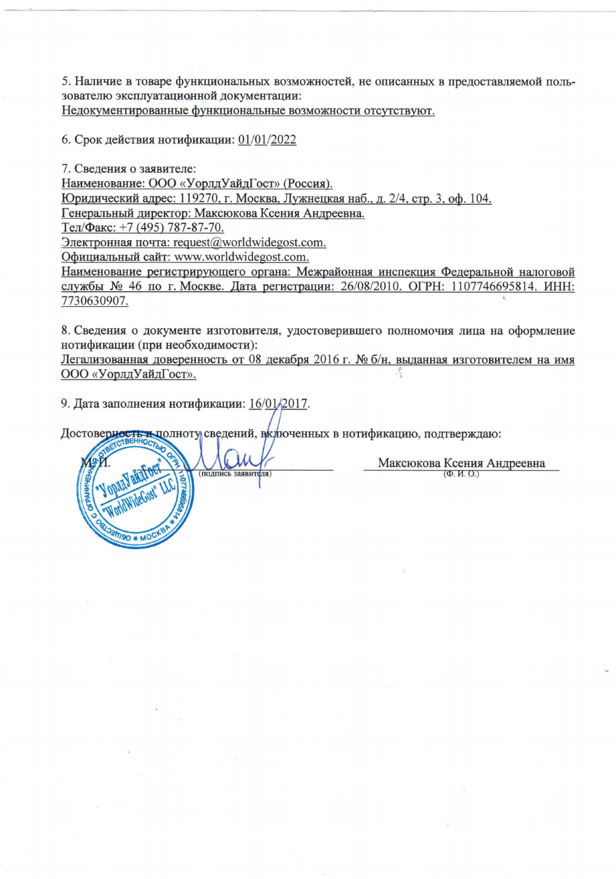5. Наличие в товаре функциональных возможностей, не описанных в предоставляемой пользователю эксплуатационной документации:
Недокументированные функциональные возможности отсутствуют.

6. Срок действия нотификации: 01/01/2022

7. Сведения о заявителе:
Наименование: ООО «УорлдУайдГост» (Россия).
Юридический адрес: 119270, г. Москва, Лужнецкая наб., д. 2/4, стр. 3, оф. 104.
Генеральный директор: Максюкова Ксения Андреевна.
Тел/Факс: +7 (495) 787-87-70.
Электронная почта: request@worldwidegost.com.
Официальный сайт: www.worldwidegost.com.
Наименование регистрирующего органа: Межрайонная инспекция Федеральной налоговой службы № 46 по г. Москве. Дата регистрации: 26/08/2010. ОГРН: 1107746695814. ИНН: 7730630907.

8. Сведения о документе изготовителя, удостоверившего полномочия лица на оформление нотификации (при необходимости):
Легализованная доверенность от 08 декабря 2016 г. № б/н, выданная изготовителем на имя ООО «УорлдУайдГост».

9. Дата заполнения нотификации: 16/01/2017.

Достоверность и полноту сведений, включенных в нотификацию, подтверждаю:

М.П. ______________________ (подпись заявителя) Максюкова Ксения Андреевна (Ф. И. О.)